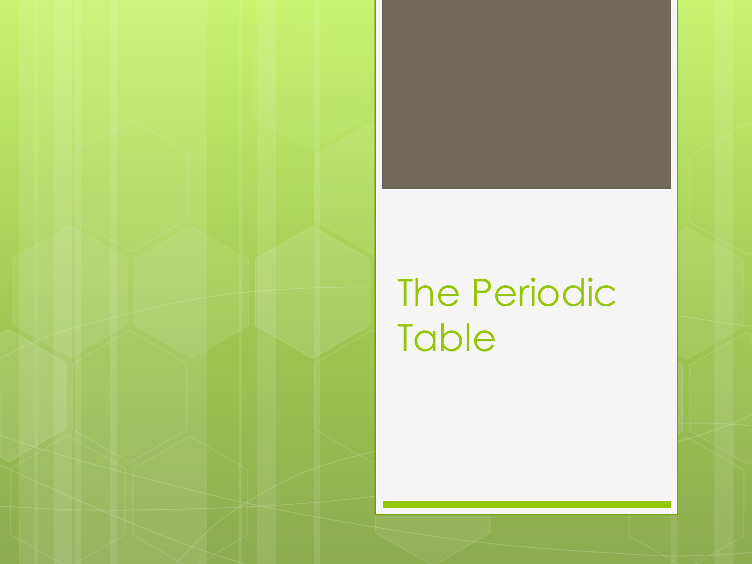# The Periodic Table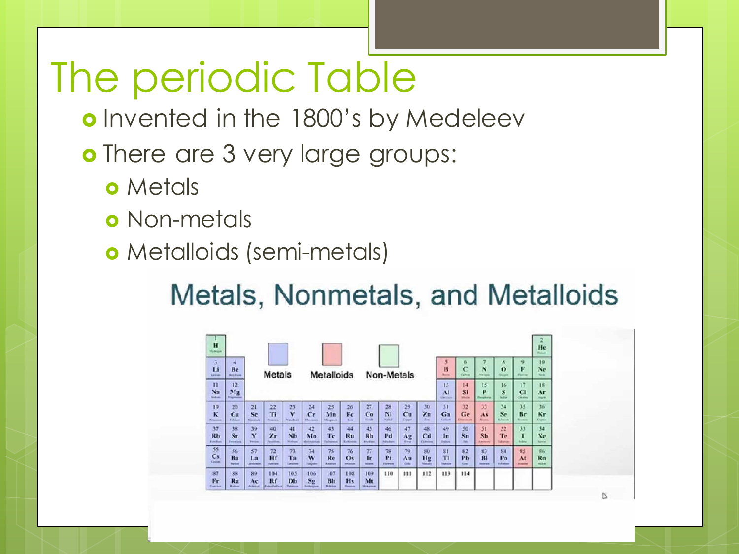# The periodic Table

- Invented in the 1800's by Medeleev
- There are 3 very large groups:
  - Metals
  - Non-metals
  - Metalloids (semi-metals)

## Metals, Nonmetals, and Metalloids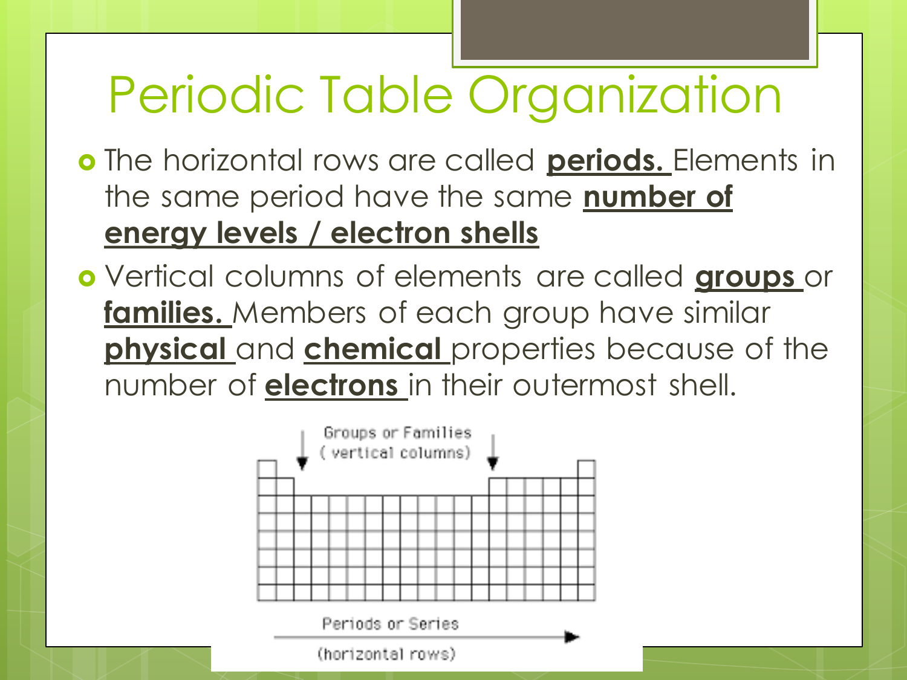# Periodic Table Organization

- The horizontal rows are called **periods.** Elements in the same period have the same **number of energy levels / electron shells**
- Vertical columns of elements are called **groups** or **families.** Members of each group have similar **physical** and **chemical** properties because of the number of **electrons** in their outermost shell.

Groups or Families (vertical columns)

Periods or Series (horizontal rows)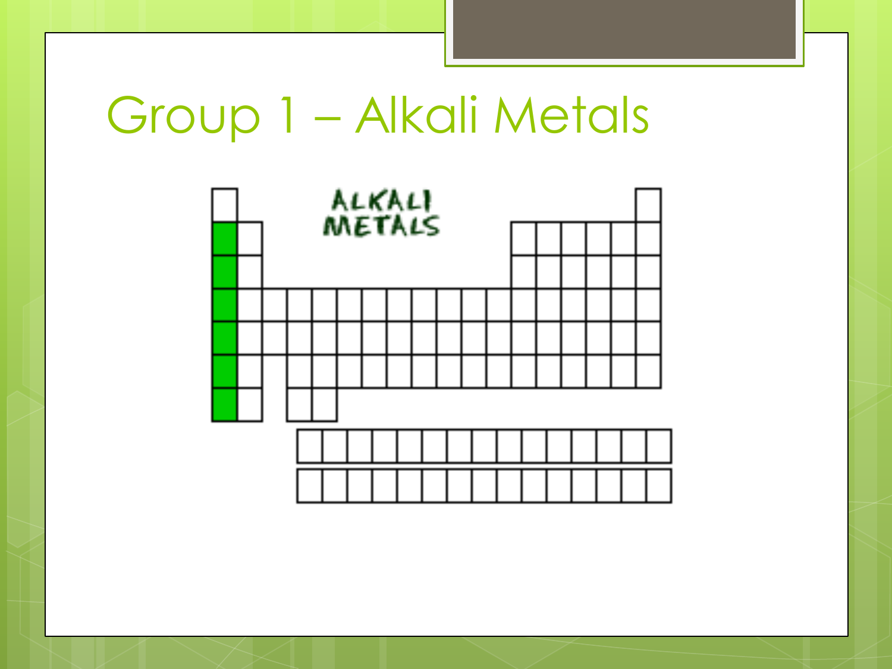# Group 1 – Alkali Metals

ALKALI METALS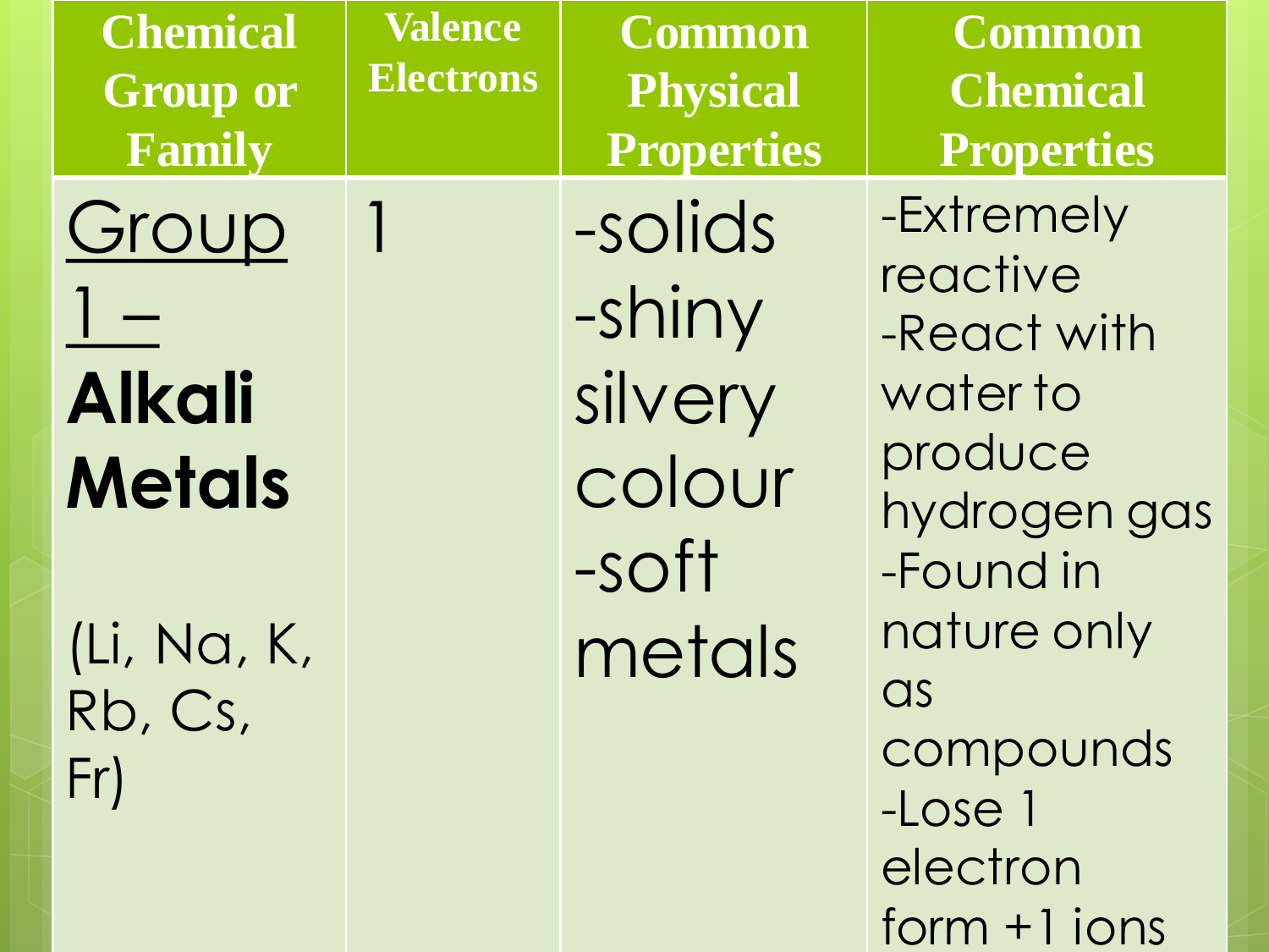| Chemical Group or Family | Valence Electrons | Common Physical Properties | Common Chemical Properties |
|---|---|---|---|
| Group 1 – **Alkali Metals** (Li, Na, K, Rb, Cs, Fr) | 1 | -solids<br>-shiny silvery colour<br>-soft metals | -Extremely reactive<br>-React with water to produce hydrogen gas<br>-Found in nature only as compounds<br>-Lose 1 electron form +1 ions |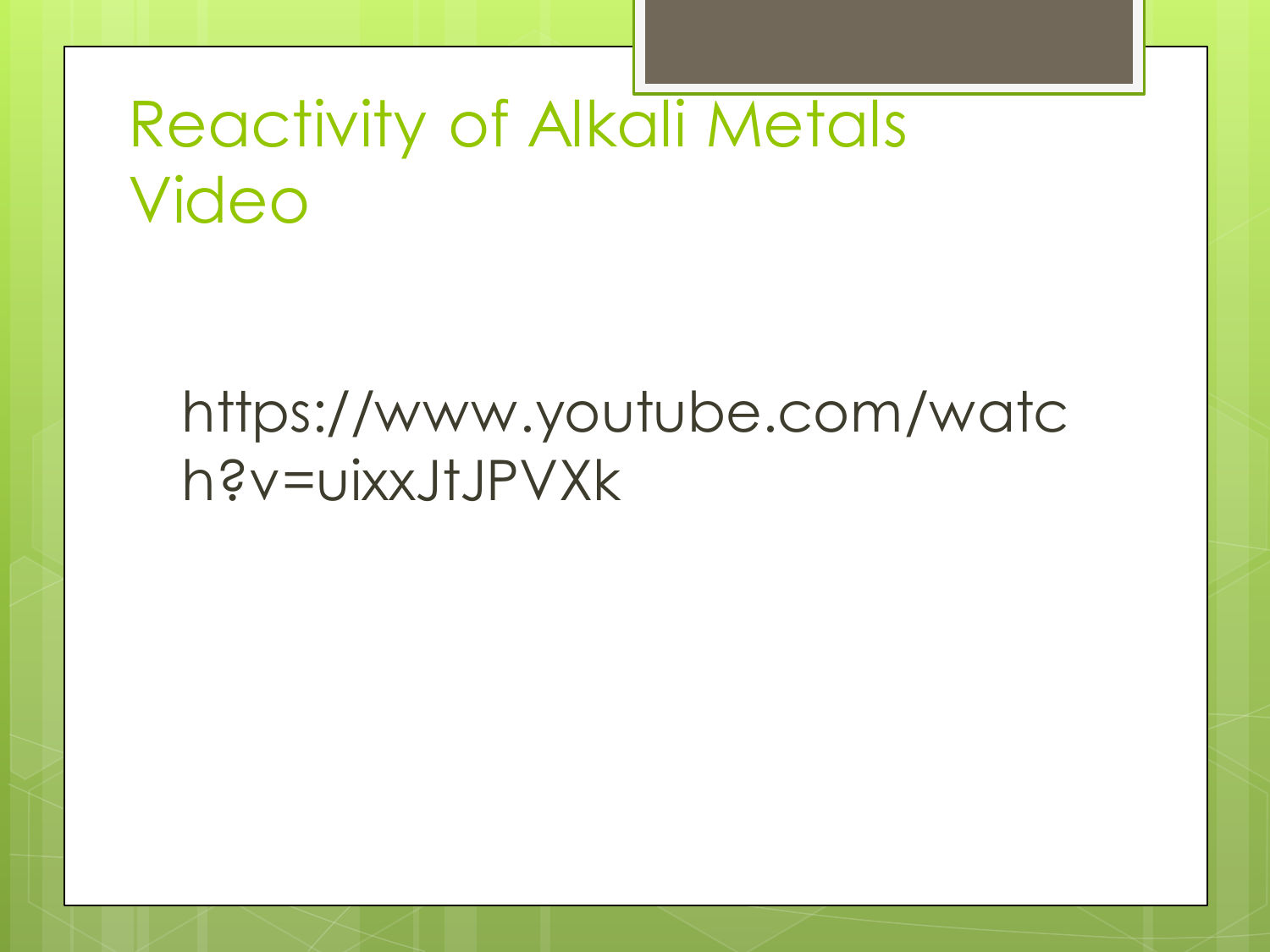# Reactivity of Alkali Metals Video

https://www.youtube.com/watch?v=uixxJtJPVXk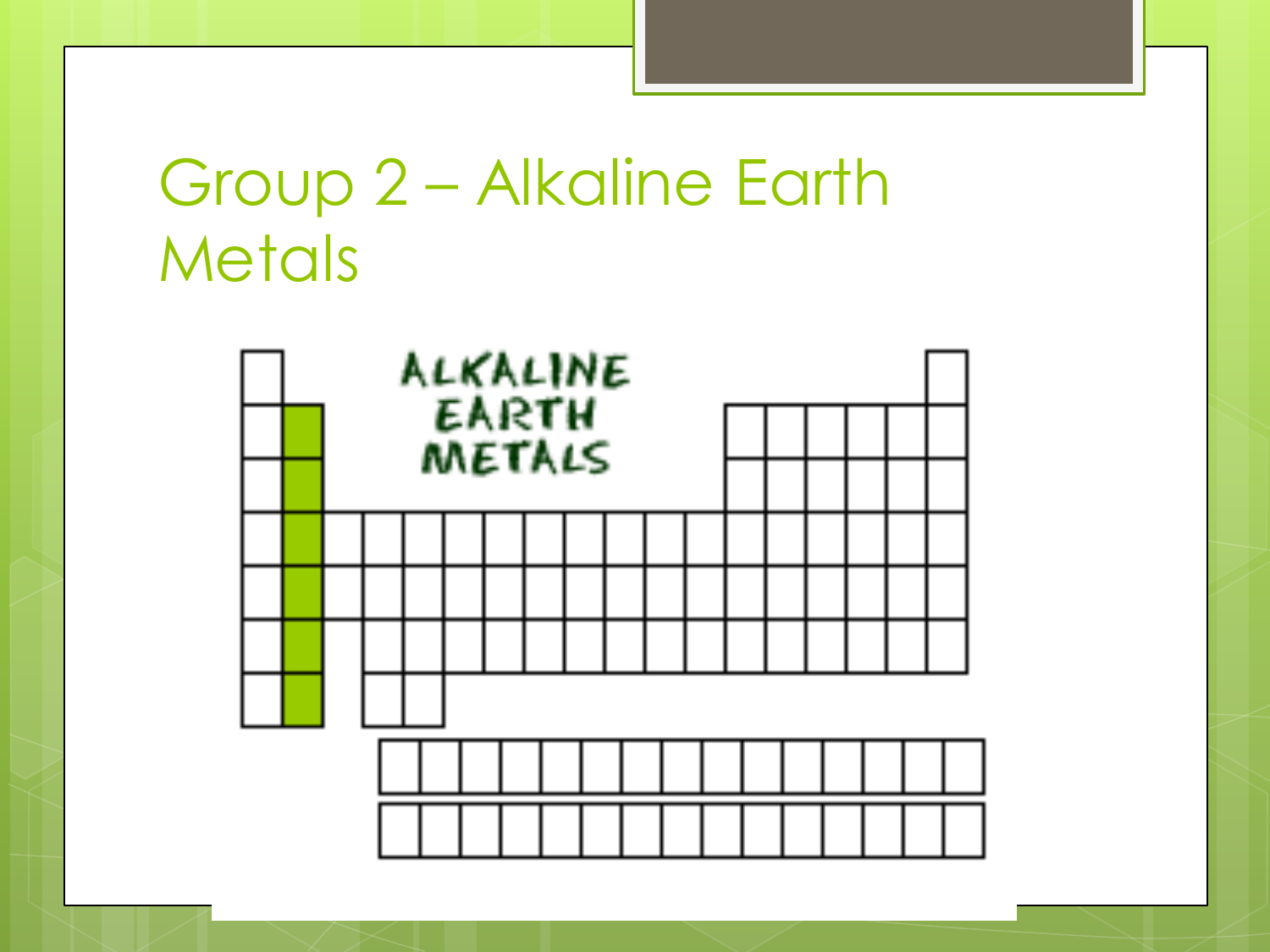# Group 2 – Alkaline Earth Metals

ALKALINE EARTH METALS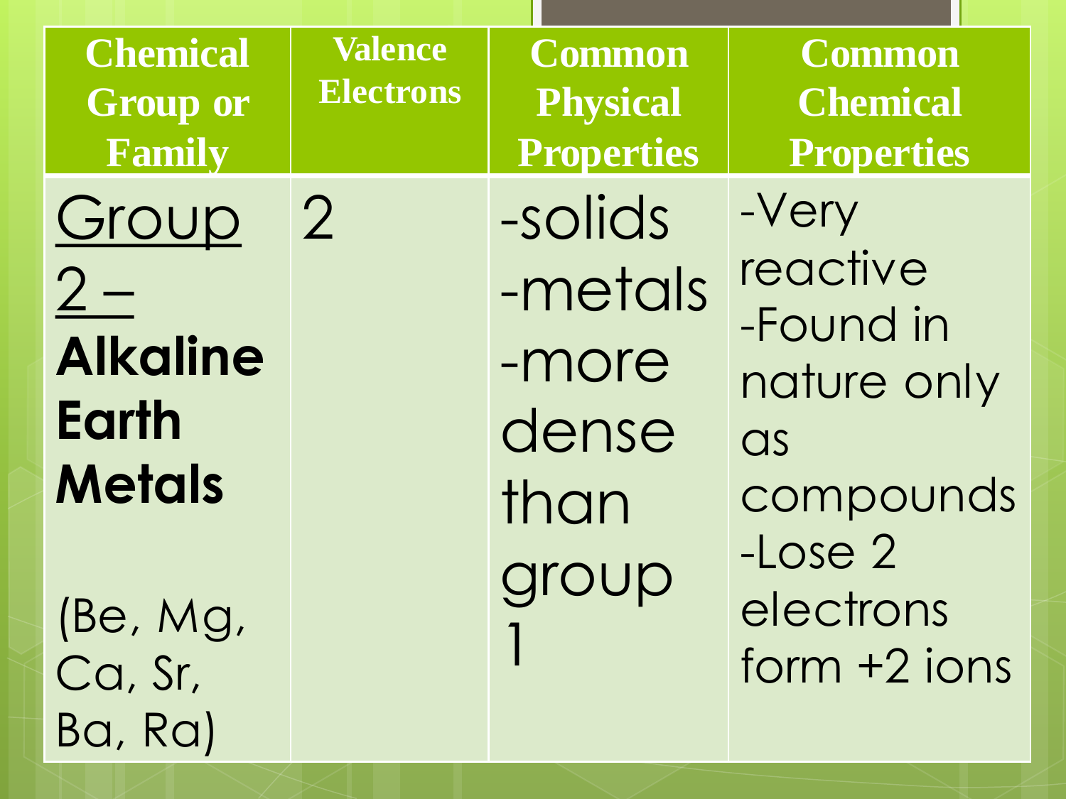| Chemical Group or Family | Valence Electrons | Common Physical Properties | Common Chemical Properties |
| --- | --- | --- | --- |
| Group 2 – **Alkaline Earth Metals** (Be, Mg, Ca, Sr, Ba, Ra) | 2 | -solids -metals -more dense than group 1 | -Very reactive -Found in nature only as compounds -Lose 2 electrons form +2 ions |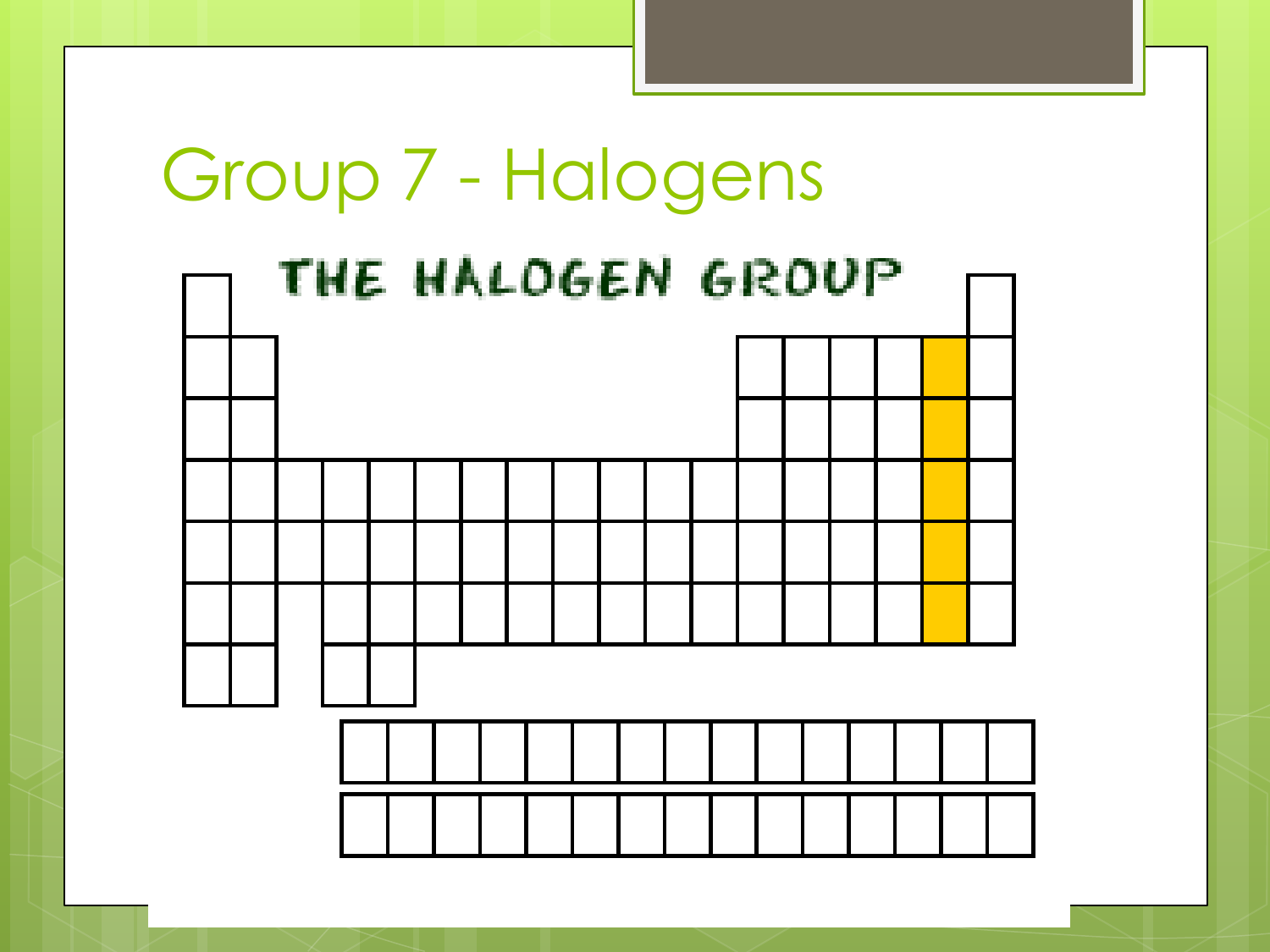# Group 7 - Halogens

THE HALOGEN GROUP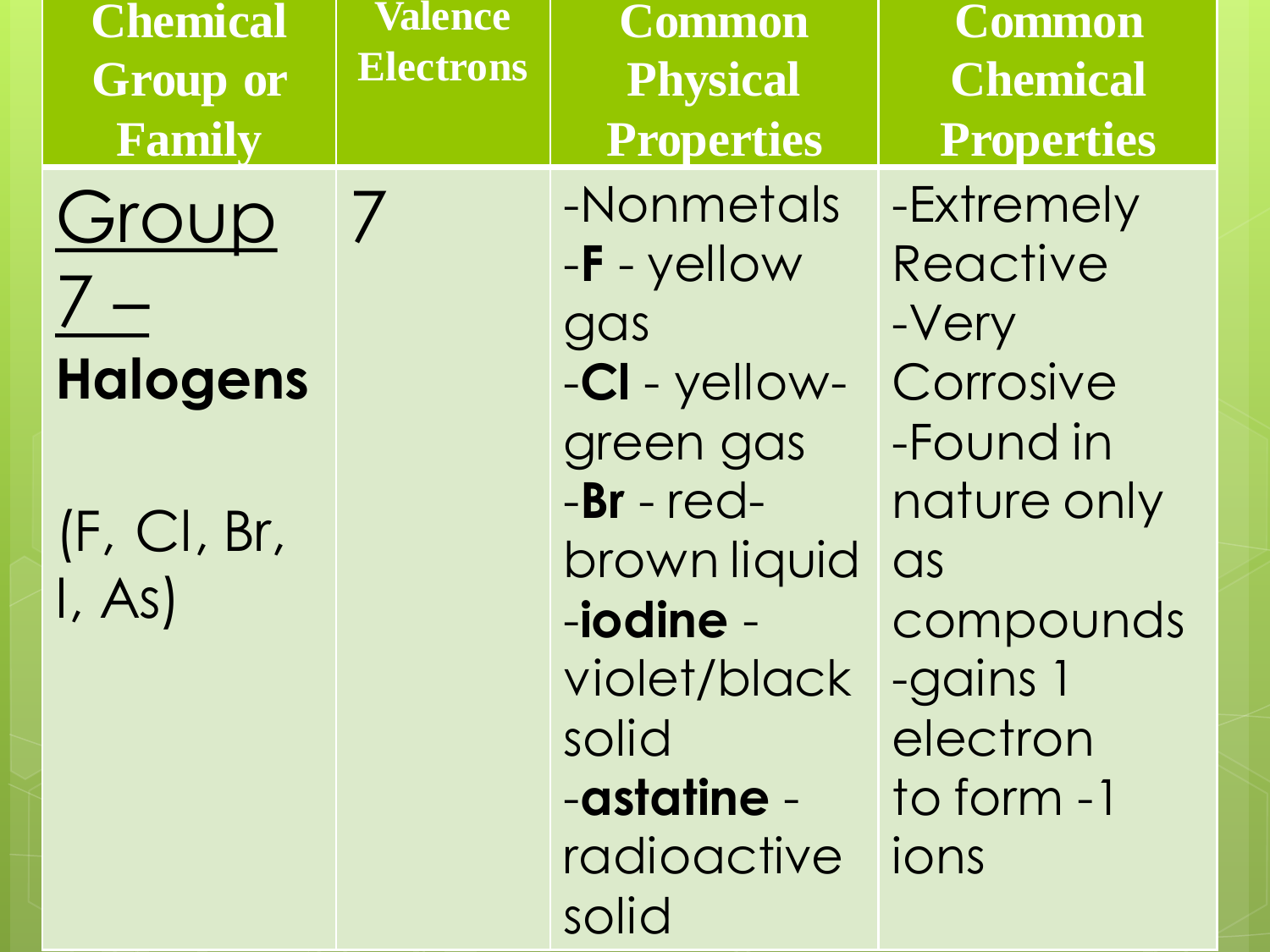| Chemical Group or Family | Valence Electrons | Common Physical Properties | Common Chemical Properties |
| --- | --- | --- | --- |
| Group 7 – **Halogens** (F, Cl, Br, I, As) | 7 | -Nonmetals<br>-**F** - yellow gas<br>-**Cl** - yellow-green gas<br>-**Br** - red-brown liquid<br>-**iodine** - violet/black solid<br>-**astatine** - radioactive solid | -Extremely Reactive<br>-Very Corrosive<br>-Found in nature only as compounds<br>-gains 1 electron to form -1 ions |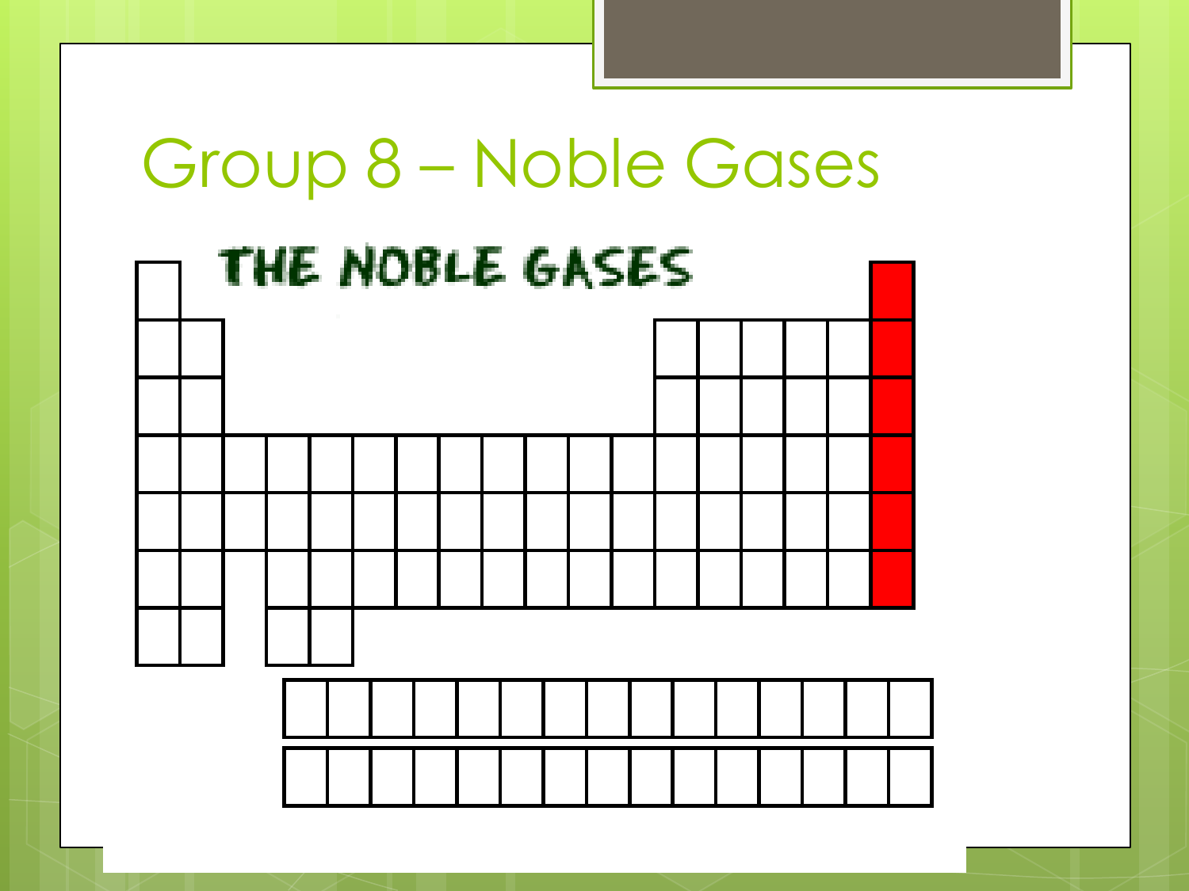# Group 8 – Noble Gases

THE NOBLE GASES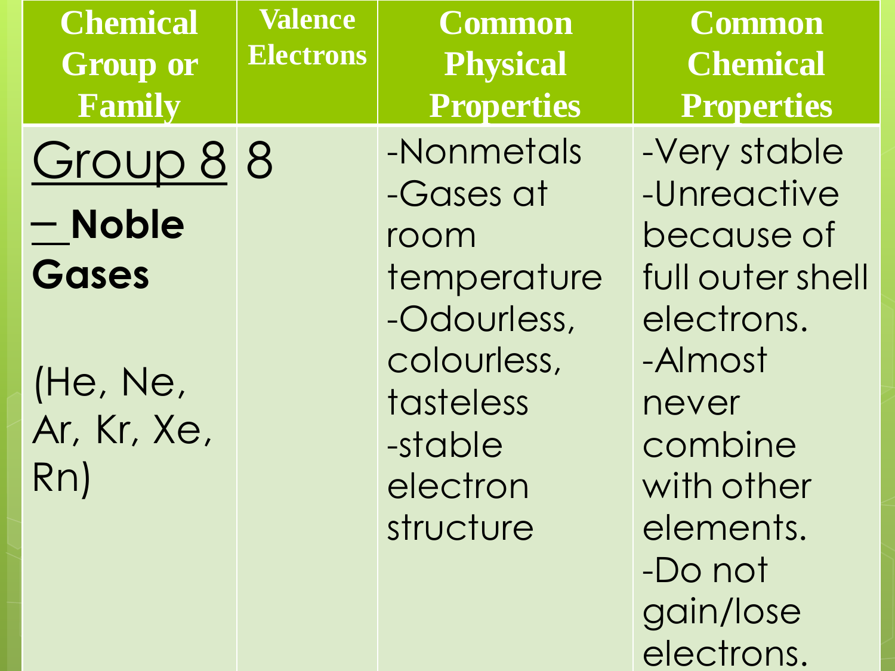| Chemical Group or Family | Valence Electrons | Common Physical Properties | Common Chemical Properties |
|---|---|---|---|
| Group 8 – **Noble Gases** (He, Ne, Ar, Kr, Xe, Rn) | 8 | -Nonmetals<br>-Gases at room temperature<br>-Odourless, colourless, tasteless<br>-stable electron structure | -Very stable<br>-Unreactive because of full outer shell electrons.<br>-Almost never combine with other elements.<br>-Do not gain/lose electrons. |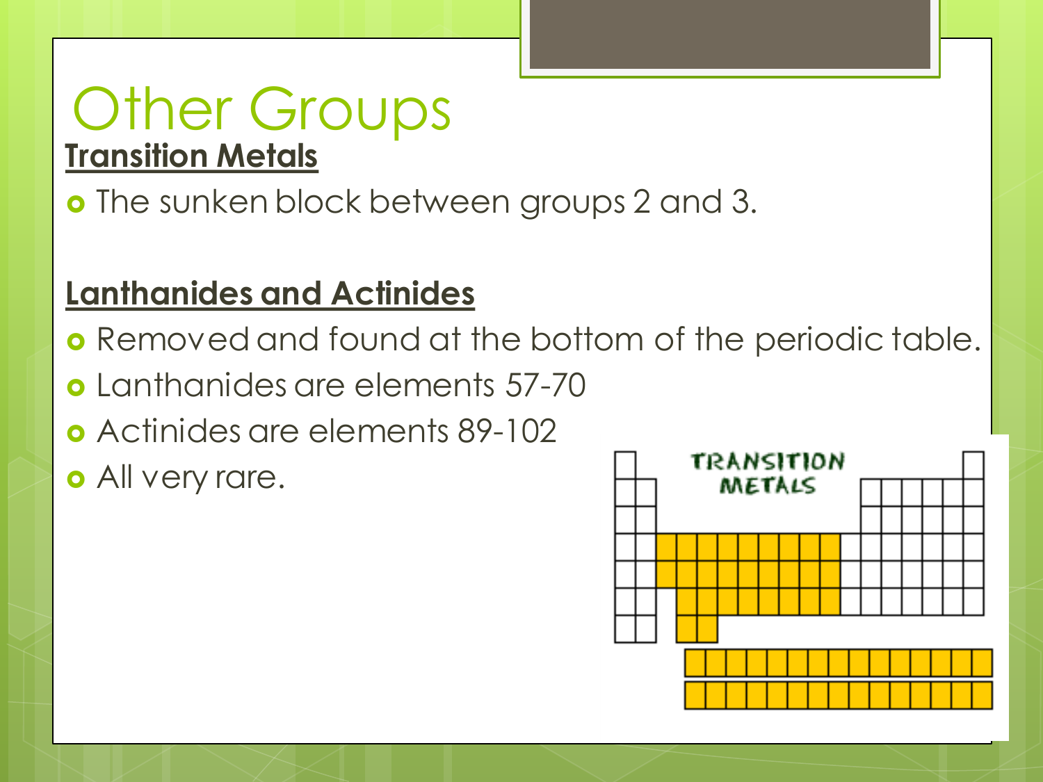# Other Groups

**Transition Metals**

- The sunken block between groups 2 and 3.

**Lanthanides and Actinides**

- Removed and found at the bottom of the periodic table.
- Lanthanides are elements 57-70
- Actinides are elements 89-102
- All very rare.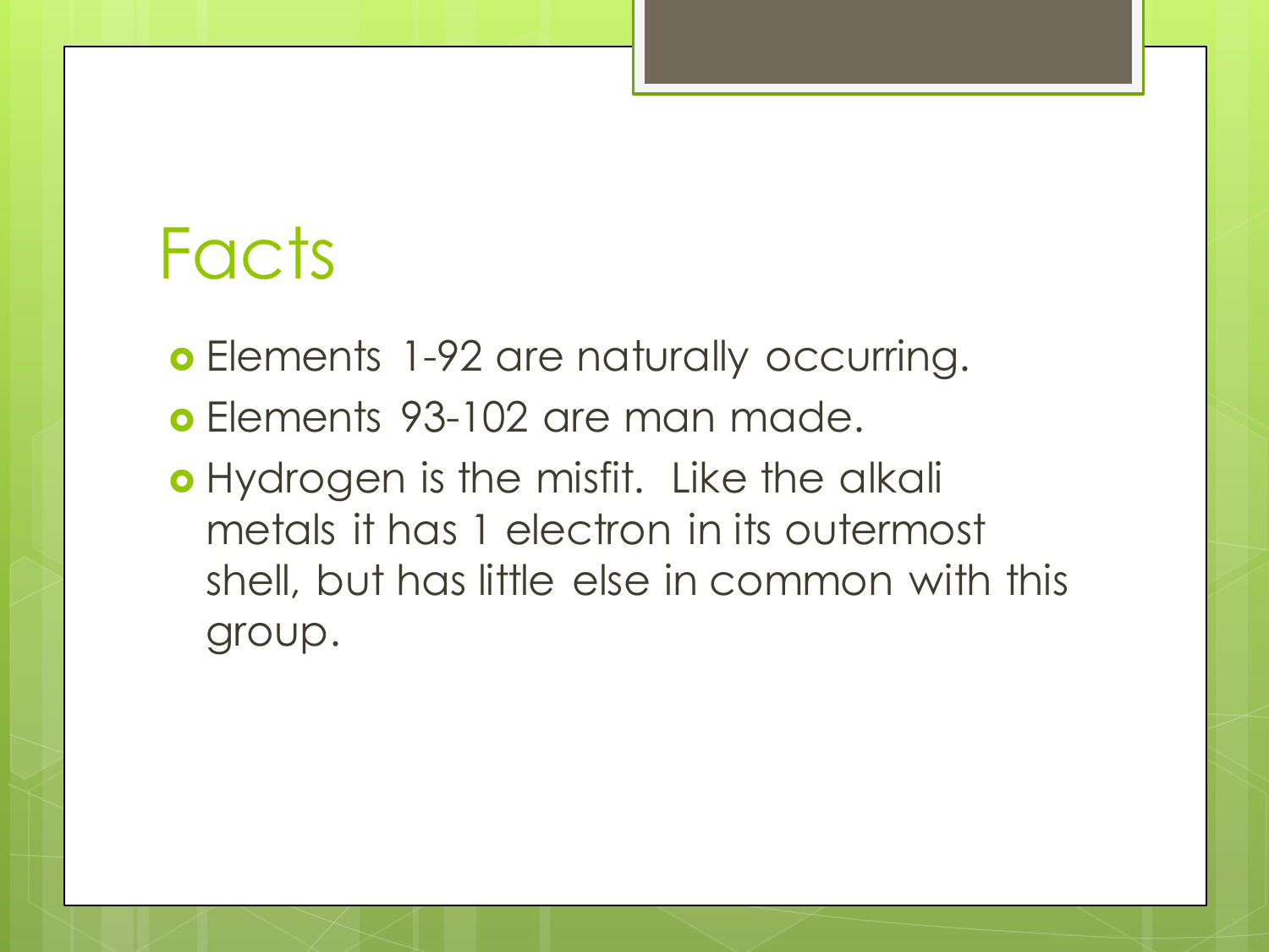# Facts

- Elements 1-92 are naturally occurring.
- Elements 93-102 are man made.
- Hydrogen is the misfit. Like the alkali metals it has 1 electron in its outermost shell, but has little else in common with this group.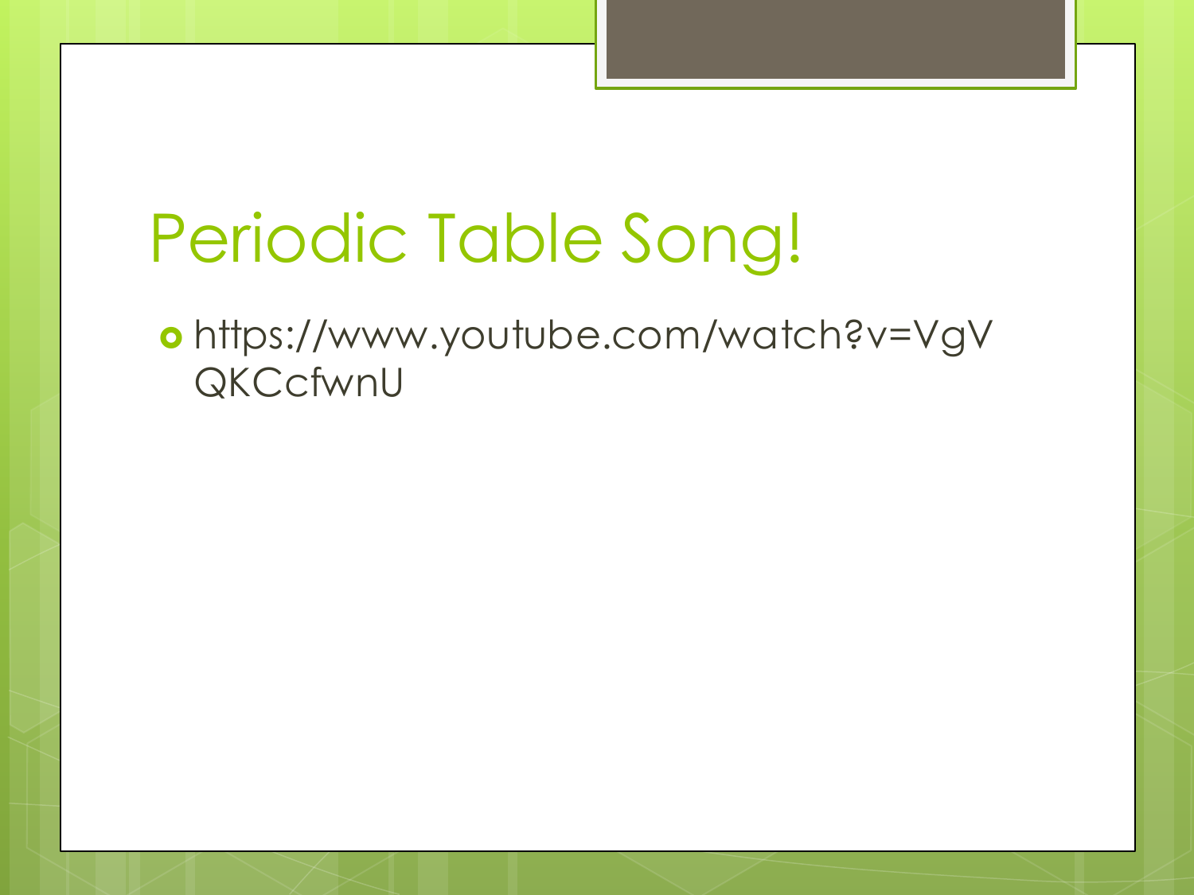# Periodic Table Song!

- https://www.youtube.com/watch?v=VgVQKCcfwnU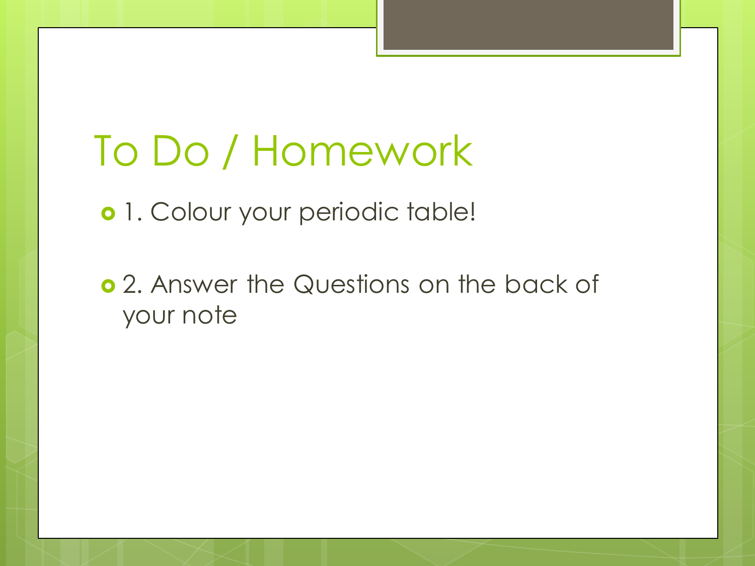# To Do / Homework

- 1. Colour your periodic table!
- 2. Answer the Questions on the back of your note